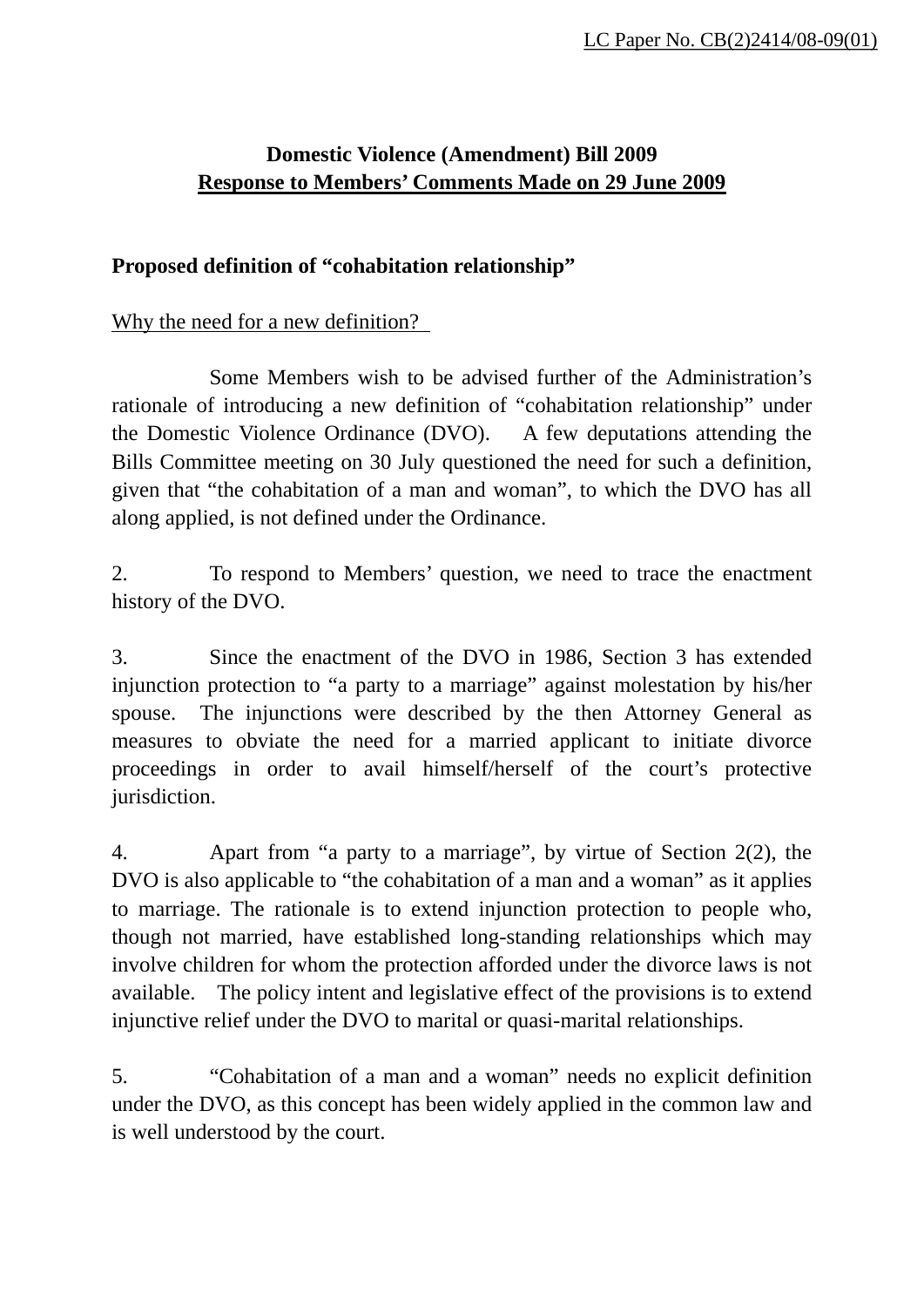LC Paper No. CB(2)2414/08-09(01)

**Domestic Violence (Amendment) Bill 2009**

**Response to Members' Comments Made on 29 June 2009**

**Proposed definition of "cohabitation relationship"**

Why the need for a new definition?

Some Members wish to be advised further of the Administration's rationale of introducing a new definition of "cohabitation relationship" under the Domestic Violence Ordinance (DVO). A few deputations attending the Bills Committee meeting on 30 July questioned the need for such a definition, given that "the cohabitation of a man and woman", to which the DVO has all along applied, is not defined under the Ordinance.

2. To respond to Members' question, we need to trace the enactment history of the DVO.

3. Since the enactment of the DVO in 1986, Section 3 has extended injunction protection to "a party to a marriage" against molestation by his/her spouse. The injunctions were described by the then Attorney General as measures to obviate the need for a married applicant to initiate divorce proceedings in order to avail himself/herself of the court's protective jurisdiction.

4. Apart from "a party to a marriage", by virtue of Section 2(2), the DVO is also applicable to "the cohabitation of a man and a woman" as it applies to marriage. The rationale is to extend injunction protection to people who, though not married, have established long-standing relationships which may involve children for whom the protection afforded under the divorce laws is not available. The policy intent and legislative effect of the provisions is to extend injunctive relief under the DVO to marital or quasi-marital relationships.

5. "Cohabitation of a man and a woman" needs no explicit definition under the DVO, as this concept has been widely applied in the common law and is well understood by the court.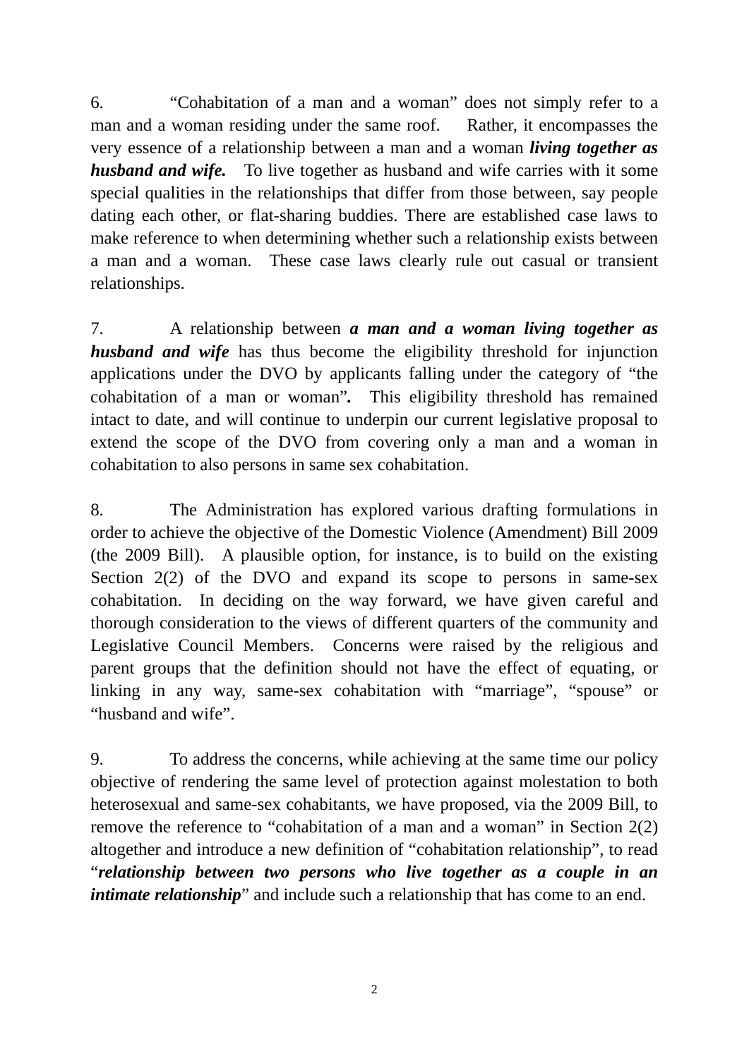6. "Cohabitation of a man and a woman" does not simply refer to a man and a woman residing under the same roof. Rather, it encompasses the very essence of a relationship between a man and a woman ***living together as husband and wife.*** To live together as husband and wife carries with it some special qualities in the relationships that differ from those between, say people dating each other, or flat-sharing buddies. There are established case laws to make reference to when determining whether such a relationship exists between a man and a woman. These case laws clearly rule out casual or transient relationships.

7. A relationship between ***a man and a woman living together as husband and wife*** has thus become the eligibility threshold for injunction applications under the DVO by applicants falling under the category of "the cohabitation of a man or woman"**.** This eligibility threshold has remained intact to date, and will continue to underpin our current legislative proposal to extend the scope of the DVO from covering only a man and a woman in cohabitation to also persons in same sex cohabitation.

8. The Administration has explored various drafting formulations in order to achieve the objective of the Domestic Violence (Amendment) Bill 2009 (the 2009 Bill). A plausible option, for instance, is to build on the existing Section 2(2) of the DVO and expand its scope to persons in same-sex cohabitation. In deciding on the way forward, we have given careful and thorough consideration to the views of different quarters of the community and Legislative Council Members. Concerns were raised by the religious and parent groups that the definition should not have the effect of equating, or linking in any way, same-sex cohabitation with "marriage", "spouse" or "husband and wife".

9. To address the concerns, while achieving at the same time our policy objective of rendering the same level of protection against molestation to both heterosexual and same-sex cohabitants, we have proposed, via the 2009 Bill, to remove the reference to "cohabitation of a man and a woman" in Section 2(2) altogether and introduce a new definition of "cohabitation relationship", to read "***relationship between two persons who live together as a couple in an intimate relationship***" and include such a relationship that has come to an end.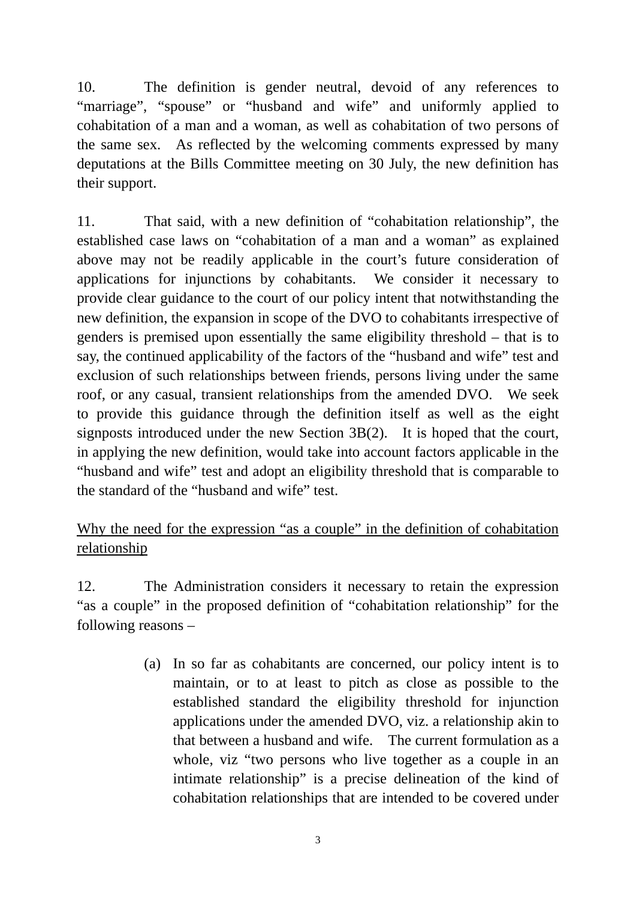10. The definition is gender neutral, devoid of any references to "marriage", "spouse" or "husband and wife" and uniformly applied to cohabitation of a man and a woman, as well as cohabitation of two persons of the same sex. As reflected by the welcoming comments expressed by many deputations at the Bills Committee meeting on 30 July, the new definition has their support.

11. That said, with a new definition of "cohabitation relationship", the established case laws on "cohabitation of a man and a woman" as explained above may not be readily applicable in the court's future consideration of applications for injunctions by cohabitants. We consider it necessary to provide clear guidance to the court of our policy intent that notwithstanding the new definition, the expansion in scope of the DVO to cohabitants irrespective of genders is premised upon essentially the same eligibility threshold – that is to say, the continued applicability of the factors of the "husband and wife" test and exclusion of such relationships between friends, persons living under the same roof, or any casual, transient relationships from the amended DVO. We seek to provide this guidance through the definition itself as well as the eight signposts introduced under the new Section 3B(2). It is hoped that the court, in applying the new definition, would take into account factors applicable in the "husband and wife" test and adopt an eligibility threshold that is comparable to the standard of the "husband and wife" test.

<u>Why the need for the expression "as a couple" in the definition of cohabitation relationship</u>

12. The Administration considers it necessary to retain the expression "as a couple" in the proposed definition of "cohabitation relationship" for the following reasons –

(a) In so far as cohabitants are concerned, our policy intent is to maintain, or to at least to pitch as close as possible to the established standard the eligibility threshold for injunction applications under the amended DVO, viz. a relationship akin to that between a husband and wife. The current formulation as a whole, viz "two persons who live together as a couple in an intimate relationship" is a precise delineation of the kind of cohabitation relationships that are intended to be covered under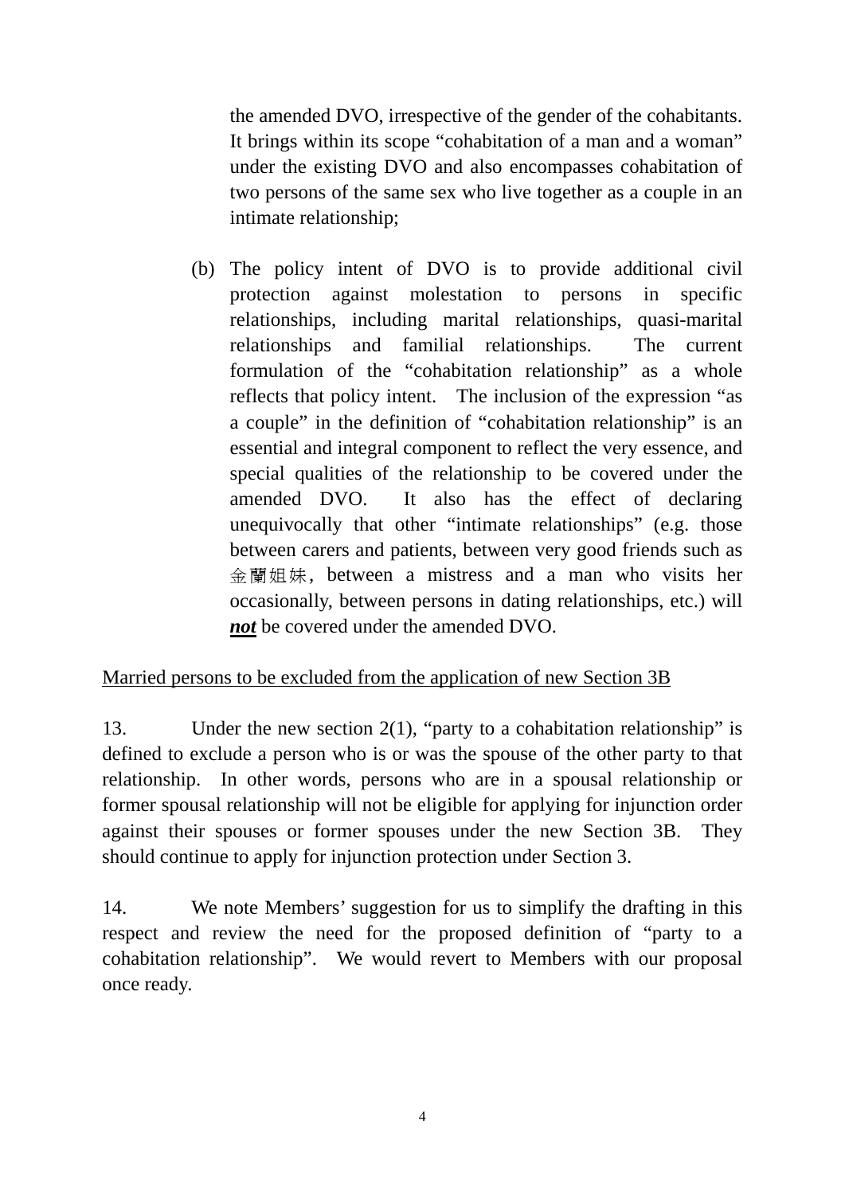the amended DVO, irrespective of the gender of the cohabitants. It brings within its scope "cohabitation of a man and a woman" under the existing DVO and also encompasses cohabitation of two persons of the same sex who live together as a couple in an intimate relationship;

(b) The policy intent of DVO is to provide additional civil protection against molestation to persons in specific relationships, including marital relationships, quasi-marital relationships and familial relationships. The current formulation of the "cohabitation relationship" as a whole reflects that policy intent. The inclusion of the expression "as a couple" in the definition of "cohabitation relationship" is an essential and integral component to reflect the very essence, and special qualities of the relationship to be covered under the amended DVO. It also has the effect of declaring unequivocally that other "intimate relationships" (e.g. those between carers and patients, between very good friends such as 金蘭姐妹, between a mistress and a man who visits her occasionally, between persons in dating relationships, etc.) will ***not*** be covered under the amended DVO.

Married persons to be excluded from the application of new Section 3B

13. Under the new section 2(1), "party to a cohabitation relationship" is defined to exclude a person who is or was the spouse of the other party to that relationship. In other words, persons who are in a spousal relationship or former spousal relationship will not be eligible for applying for injunction order against their spouses or former spouses under the new Section 3B. They should continue to apply for injunction protection under Section 3.

14. We note Members' suggestion for us to simplify the drafting in this respect and review the need for the proposed definition of "party to a cohabitation relationship". We would revert to Members with our proposal once ready.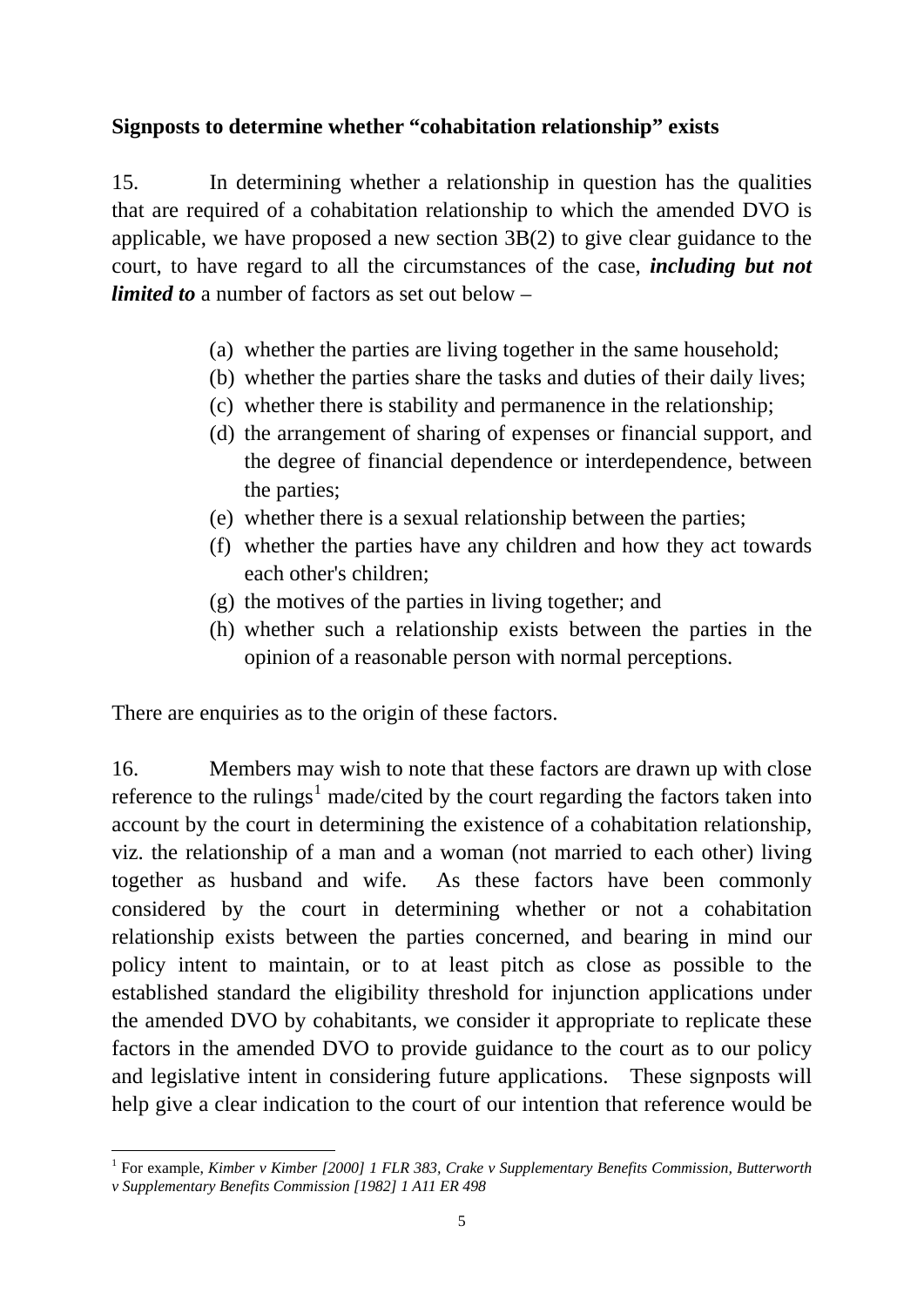**Signposts to determine whether "cohabitation relationship" exists**

15. In determining whether a relationship in question has the qualities that are required of a cohabitation relationship to which the amended DVO is applicable, we have proposed a new section 3B(2) to give clear guidance to the court, to have regard to all the circumstances of the case, ***including but not limited to*** a number of factors as set out below –

(a) whether the parties are living together in the same household;
(b) whether the parties share the tasks and duties of their daily lives;
(c) whether there is stability and permanence in the relationship;
(d) the arrangement of sharing of expenses or financial support, and the degree of financial dependence or interdependence, between the parties;
(e) whether there is a sexual relationship between the parties;
(f) whether the parties have any children and how they act towards each other's children;
(g) the motives of the parties in living together; and
(h) whether such a relationship exists between the parties in the opinion of a reasonable person with normal perceptions.

There are enquiries as to the origin of these factors.

16. Members may wish to note that these factors are drawn up with close reference to the rulings[1] made/cited by the court regarding the factors taken into account by the court in determining the existence of a cohabitation relationship, viz. the relationship of a man and a woman (not married to each other) living together as husband and wife. As these factors have been commonly considered by the court in determining whether or not a cohabitation relationship exists between the parties concerned, and bearing in mind our policy intent to maintain, or to at least pitch as close as possible to the established standard the eligibility threshold for injunction applications under the amended DVO by cohabitants, we consider it appropriate to replicate these factors in the amended DVO to provide guidance to the court as to our policy and legislative intent in considering future applications. These signposts will help give a clear indication to the court of our intention that reference would be

---

[1] For example, *Kimber v Kimber [2000] 1 FLR 383, Crake v Supplementary Benefits Commission, Butterworth v Supplementary Benefits Commission [1982] 1 A11 ER 498*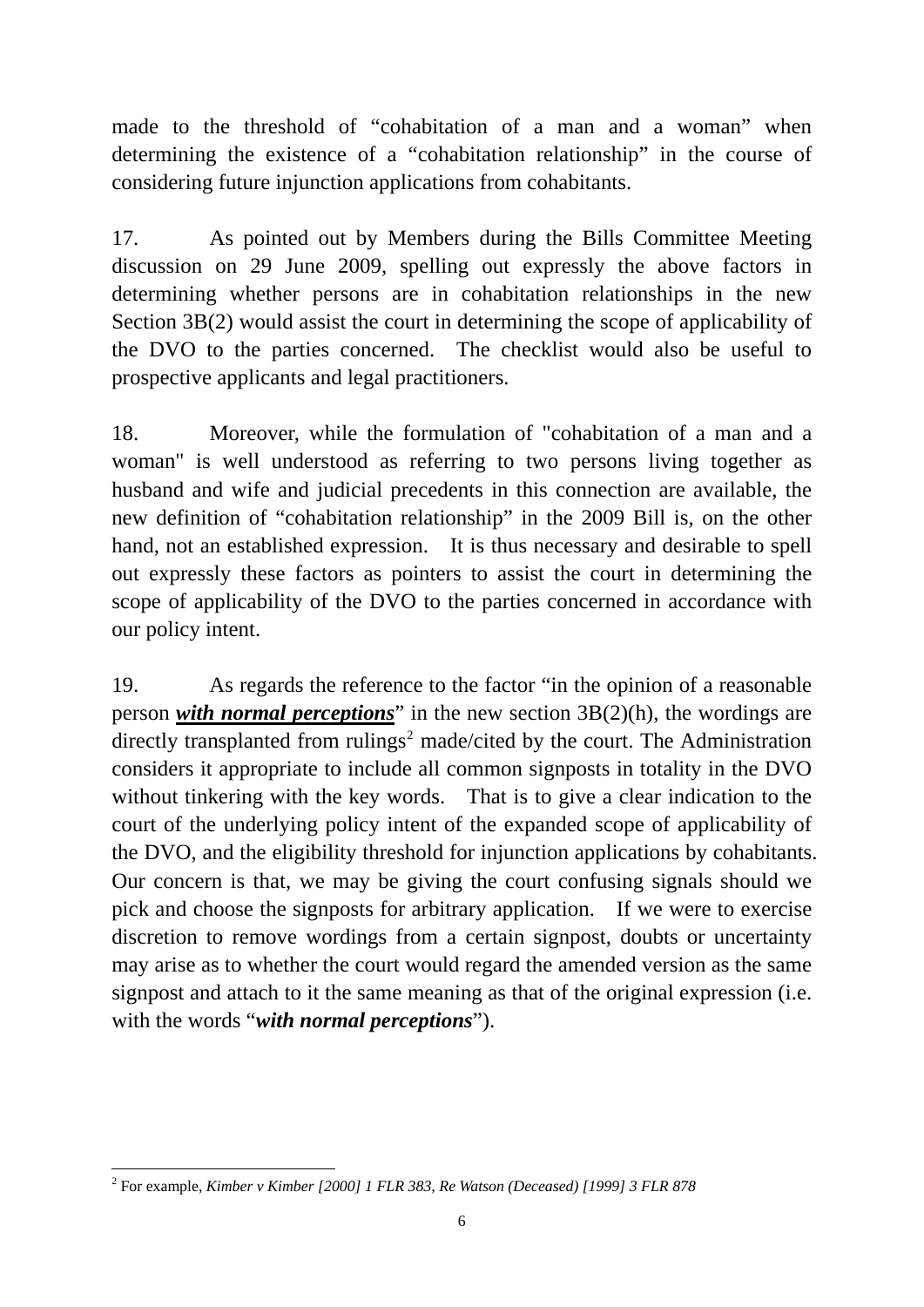made to the threshold of "cohabitation of a man and a woman" when determining the existence of a "cohabitation relationship" in the course of considering future injunction applications from cohabitants.

17. As pointed out by Members during the Bills Committee Meeting discussion on 29 June 2009, spelling out expressly the above factors in determining whether persons are in cohabitation relationships in the new Section 3B(2) would assist the court in determining the scope of applicability of the DVO to the parties concerned. The checklist would also be useful to prospective applicants and legal practitioners.

18. Moreover, while the formulation of "cohabitation of a man and a woman" is well understood as referring to two persons living together as husband and wife and judicial precedents in this connection are available, the new definition of "cohabitation relationship" in the 2009 Bill is, on the other hand, not an established expression. It is thus necessary and desirable to spell out expressly these factors as pointers to assist the court in determining the scope of applicability of the DVO to the parties concerned in accordance with our policy intent.

19. As regards the reference to the factor "in the opinion of a reasonable person ***with normal perceptions***" in the new section 3B(2)(h), the wordings are directly transplanted from rulings[2] made/cited by the court. The Administration considers it appropriate to include all common signposts in totality in the DVO without tinkering with the key words. That is to give a clear indication to the court of the underlying policy intent of the expanded scope of applicability of the DVO, and the eligibility threshold for injunction applications by cohabitants. Our concern is that, we may be giving the court confusing signals should we pick and choose the signposts for arbitrary application. If we were to exercise discretion to remove wordings from a certain signpost, doubts or uncertainty may arise as to whether the court would regard the amended version as the same signpost and attach to it the same meaning as that of the original expression (i.e. with the words "***with normal perceptions***").

---

[2] For example, *Kimber v Kimber [2000] 1 FLR 383, Re Watson (Deceased) [1999] 3 FLR 878*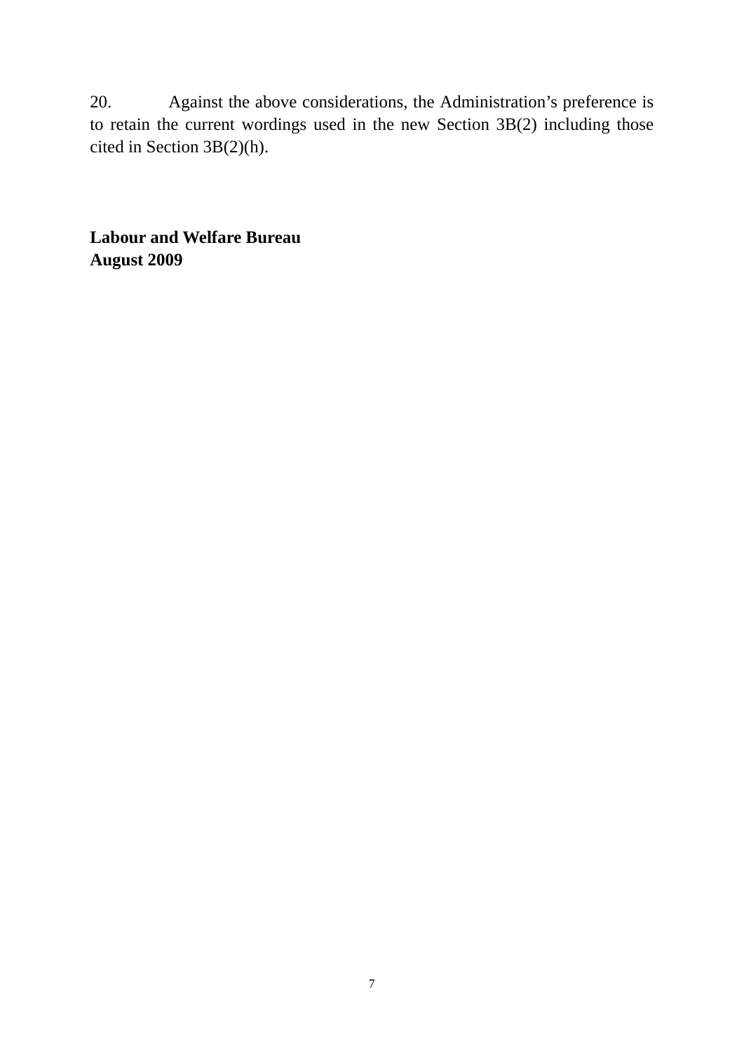20. Against the above considerations, the Administration's preference is to retain the current wordings used in the new Section 3B(2) including those cited in Section 3B(2)(h).

**Labour and Welfare Bureau**
**August 2009**